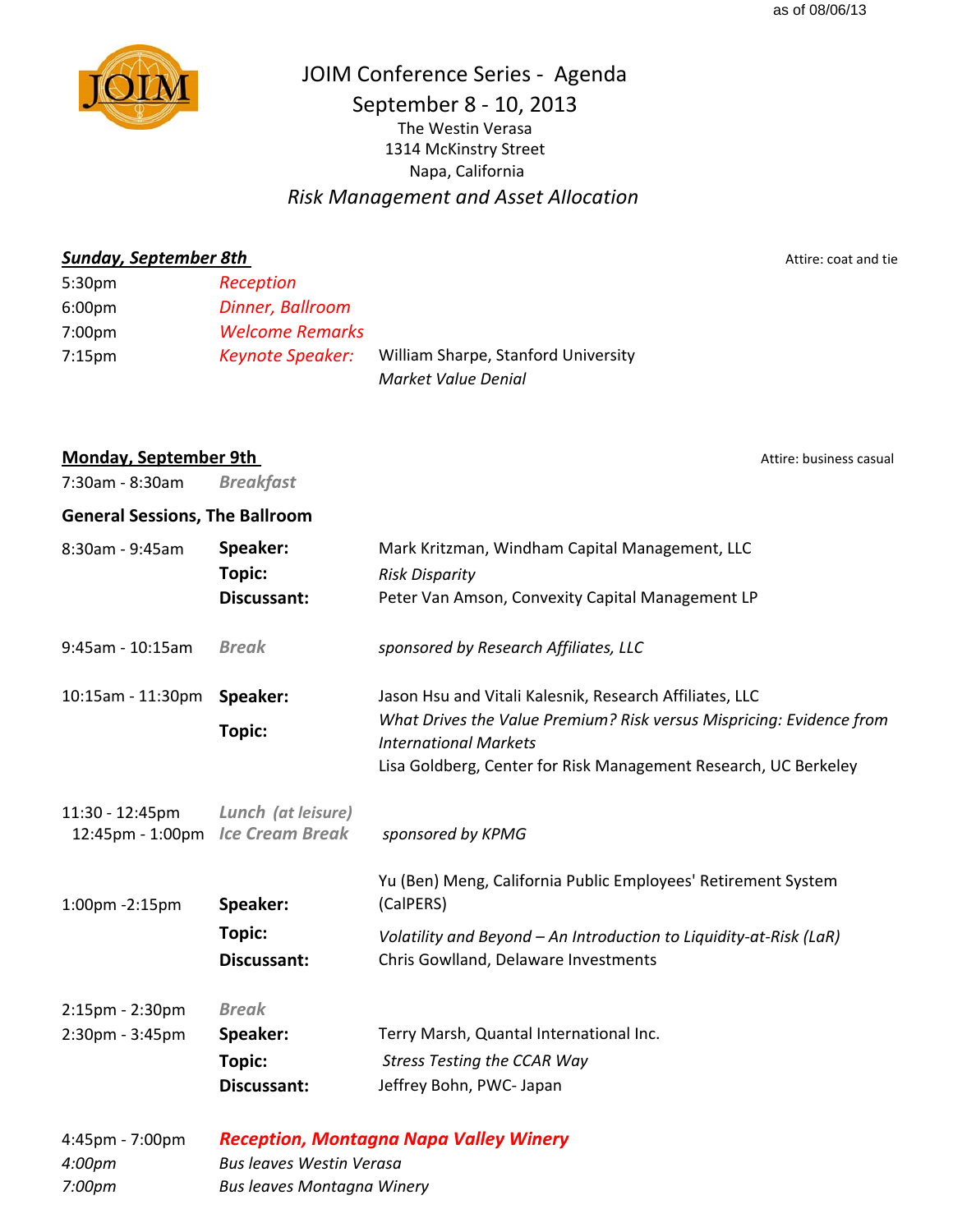as of 08/06/13

# JOIM Conference Series - Agenda

## September 8 - 10, 2013

The Westin Verasa
1314 McKinstry Street
Napa, California

*Risk Management and Asset Allocation*

## Sunday, September 8th

Attire: coat and tie

| | | |
|---|---|---|
| 5:30pm | *Reception* | |
| 6:00pm | *Dinner, Ballroom* | |
| 7:00pm | *Welcome Remarks* | |
| 7:15pm | *Keynote Speaker:* | William Sharpe, Stanford University<br>*Market Value Denial* |

## Monday, September 9th

Attire: business casual

7:30am - 8:30am **Breakfast**

### General Sessions, The Ballroom

| | | |
|---|---|---|
| 8:30am - 9:45am | **Speaker:** | Mark Kritzman, Windham Capital Management, LLC |
| | **Topic:** | *Risk Disparity* |
| | **Discussant:** | Peter Van Amson, Convexity Capital Management LP |
| 9:45am - 10:15am | **Break** | *sponsored by Research Affiliates, LLC* |
| 10:15am - 11:30pm | **Speaker:** | Jason Hsu and Vitali Kalesnik, Research Affiliates, LLC |
| | **Topic:** | *What Drives the Value Premium? Risk versus Mispricing: Evidence from International Markets* |
| | | Lisa Goldberg, Center for Risk Management Research, UC Berkeley |
| 11:30 - 12:45pm | **Lunch (at leisure)** | |
| 12:45pm - 1:00pm | **Ice Cream Break** | *sponsored by KPMG* |
| 1:00pm -2:15pm | **Speaker:** | Yu (Ben) Meng, California Public Employees' Retirement System (CalPERS) |
| | **Topic:** | *Volatility and Beyond – An Introduction to Liquidity-at-Risk (LaR)* |
| | **Discussant:** | Chris Gowlland, Delaware Investments |
| 2:15pm - 2:30pm | **Break** | |
| 2:30pm - 3:45pm | **Speaker:** | Terry Marsh, Quantal International Inc. |
| | **Topic:** | *Stress Testing the CCAR Way* |
| | **Discussant:** | Jeffrey Bohn, PWC- Japan |
| 4:45pm - 7:00pm | ***Reception, Montagna Napa Valley Winery*** | |
| *4:00pm* | *Bus leaves Westin Verasa* | |
| *7:00pm* | *Bus leaves Montagna Winery* | |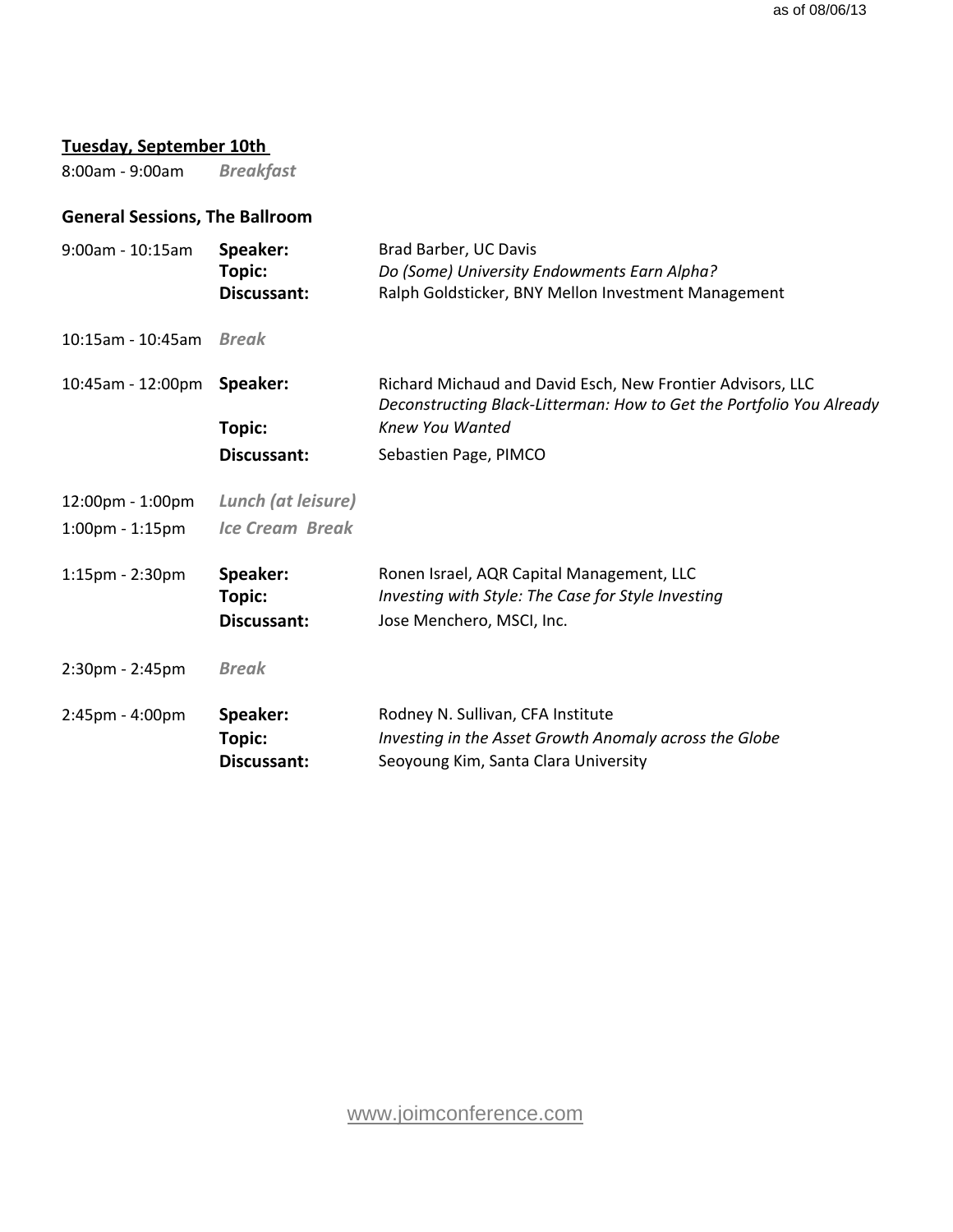## Tuesday, September 10th

8:00am - 9:00am *Breakfast*

### General Sessions, The Ballroom

| | | |
|---|---|---|
| 9:00am - 10:15am | **Speaker:** | Brad Barber, UC Davis |
| | **Topic:** | *Do (Some) University Endowments Earn Alpha?* |
| | **Discussant:** | Ralph Goldsticker, BNY Mellon Investment Management |
| 10:15am - 10:45am | *Break* | |
| 10:45am - 12:00pm | **Speaker:** | Richard Michaud and David Esch, New Frontier Advisors, LLC |
| | **Topic:** | *Deconstructing Black-Litterman: How to Get the Portfolio You Already Knew You Wanted* |
| | **Discussant:** | Sebastien Page, PIMCO |
| 12:00pm - 1:00pm | *Lunch (at leisure)* | |
| 1:00pm - 1:15pm | *Ice Cream Break* | |
| 1:15pm - 2:30pm | **Speaker:** | Ronen Israel, AQR Capital Management, LLC |
| | **Topic:** | *Investing with Style: The Case for Style Investing* |
| | **Discussant:** | Jose Menchero, MSCI, Inc. |
| 2:30pm - 2:45pm | *Break* | |
| 2:45pm - 4:00pm | **Speaker:** | Rodney N. Sullivan, CFA Institute |
| | **Topic:** | *Investing in the Asset Growth Anomaly across the Globe* |
| | **Discussant:** | Seoyoung Kim, Santa Clara University |